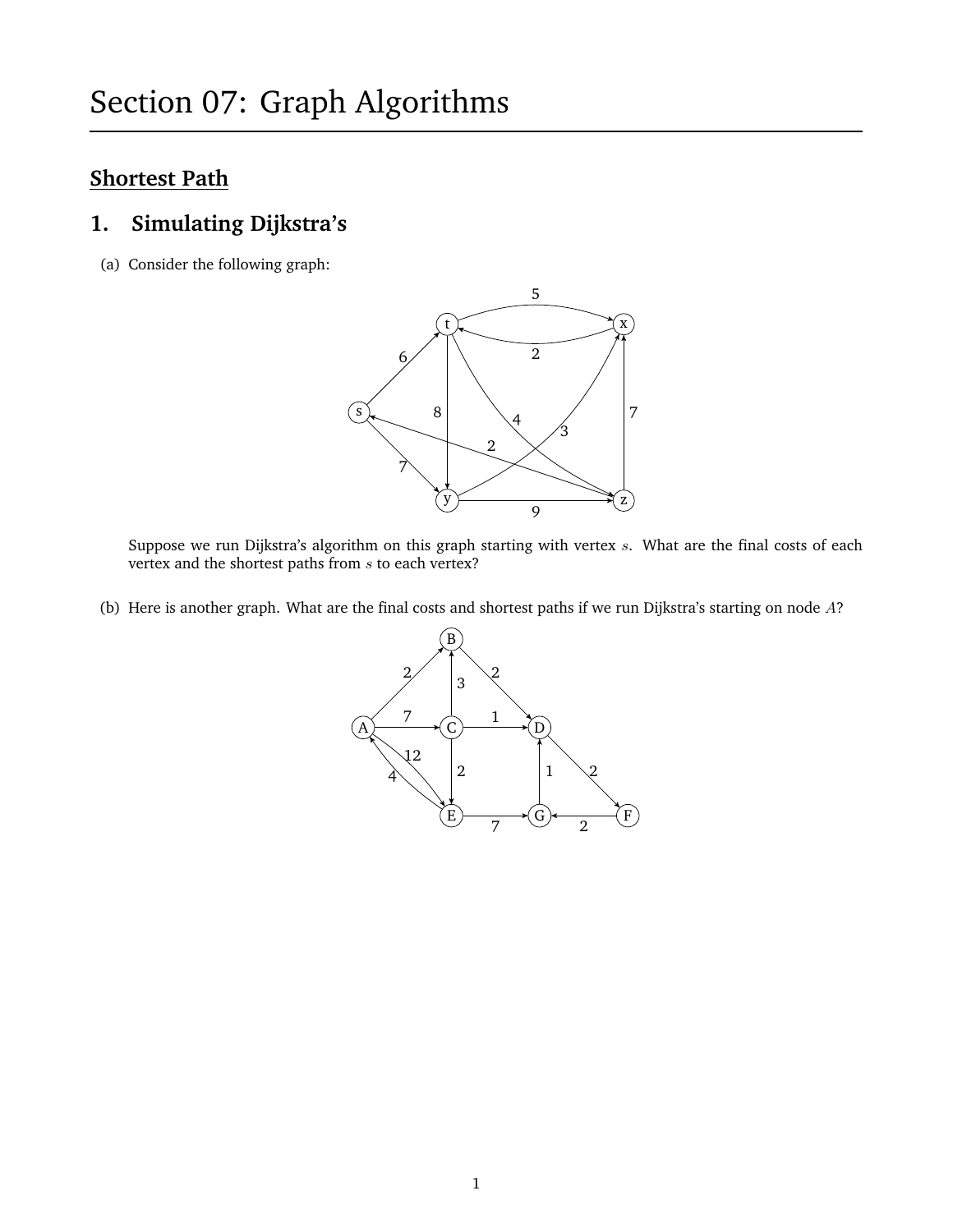# Section 07: Graph Algorithms

## Shortest Path

## 1. Simulating Dijkstra's

(a) Consider the following graph:

Suppose we run Dijkstra's algorithm on this graph starting with vertex $s$. What are the final costs of each vertex and the shortest paths from $s$ to each vertex?

(b) Here is another graph. What are the final costs and shortest paths if we run Dijkstra's starting on node $A$?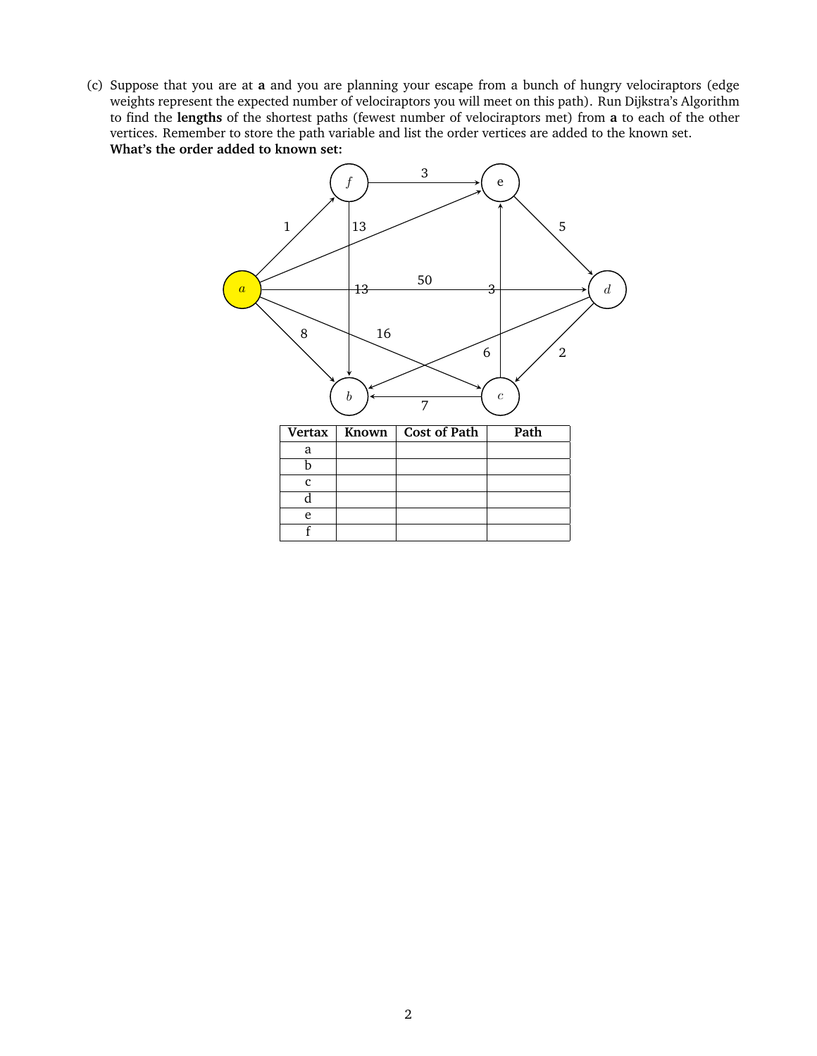(c) Suppose that you are at **a** and you are planning your escape from a bunch of hungry velociraptors (edge weights represent the expected number of velociraptors you will meet on this path). Run Dijkstra's Algorithm to find the **lengths** of the shortest paths (fewest number of velociraptors met) from **a** to each of the other vertices. Remember to store the path variable and list the order vertices are added to the known set.

**What's the order added to known set:**

| Vertex | Known | Cost of Path | Path |
|---|---|---|---|
| a | | | |
| b | | | |
| c | | | |
| d | | | |
| e | | | |
| f | | | |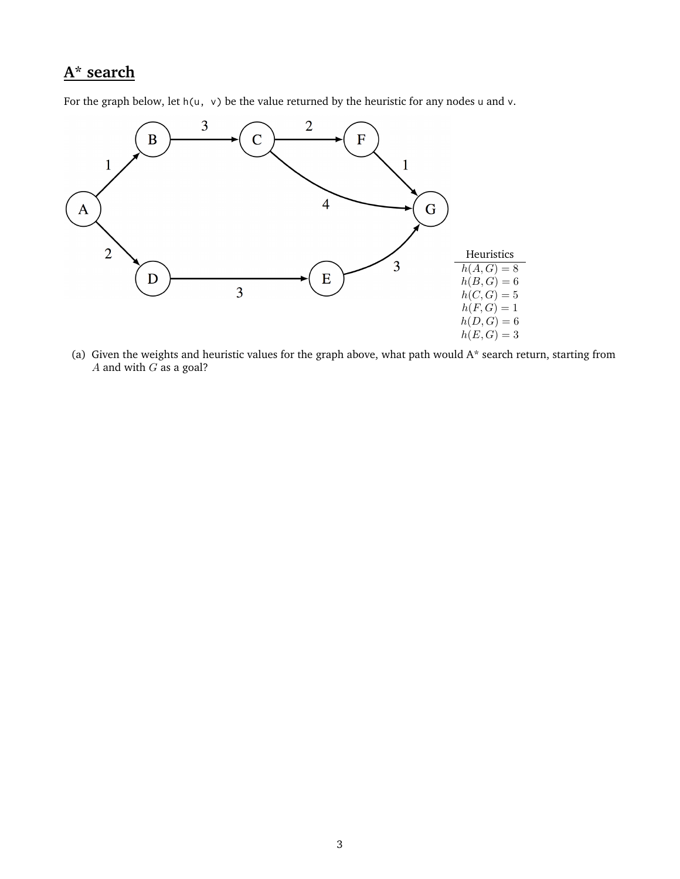## A* search

For the graph below, let `h(u, v)` be the value returned by the heuristic for any nodes `u` and `v`.

| Heuristics |
|---|
| $h(A, G) = 8$ |
| $h(B, G) = 6$ |
| $h(C, G) = 5$ |
| $h(F, G) = 1$ |
| $h(D, G) = 6$ |
| $h(E, G) = 3$ |

(a) Given the weights and heuristic values for the graph above, what path would A* search return, starting from $A$ and with $G$ as a goal?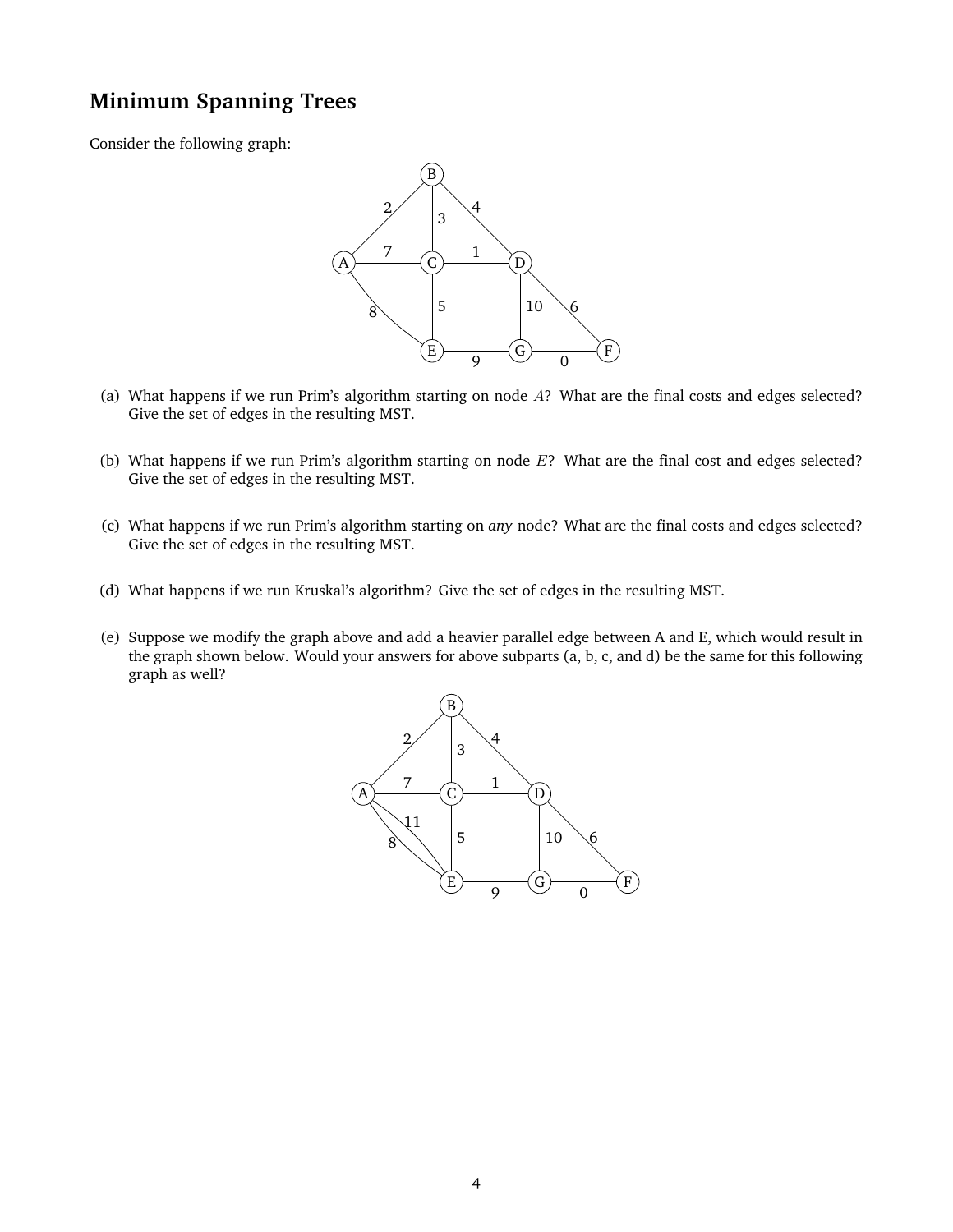## Minimum Spanning Trees

Consider the following graph:

(a) What happens if we run Prim's algorithm starting on node $A$? What are the final costs and edges selected? Give the set of edges in the resulting MST.

(b) What happens if we run Prim's algorithm starting on node $E$? What are the final cost and edges selected? Give the set of edges in the resulting MST.

(c) What happens if we run Prim's algorithm starting on *any* node? What are the final costs and edges selected? Give the set of edges in the resulting MST.

(d) What happens if we run Kruskal's algorithm? Give the set of edges in the resulting MST.

(e) Suppose we modify the graph above and add a heavier parallel edge between A and E, which would result in the graph shown below. Would your answers for above subparts (a, b, c, and d) be the same for this following graph as well?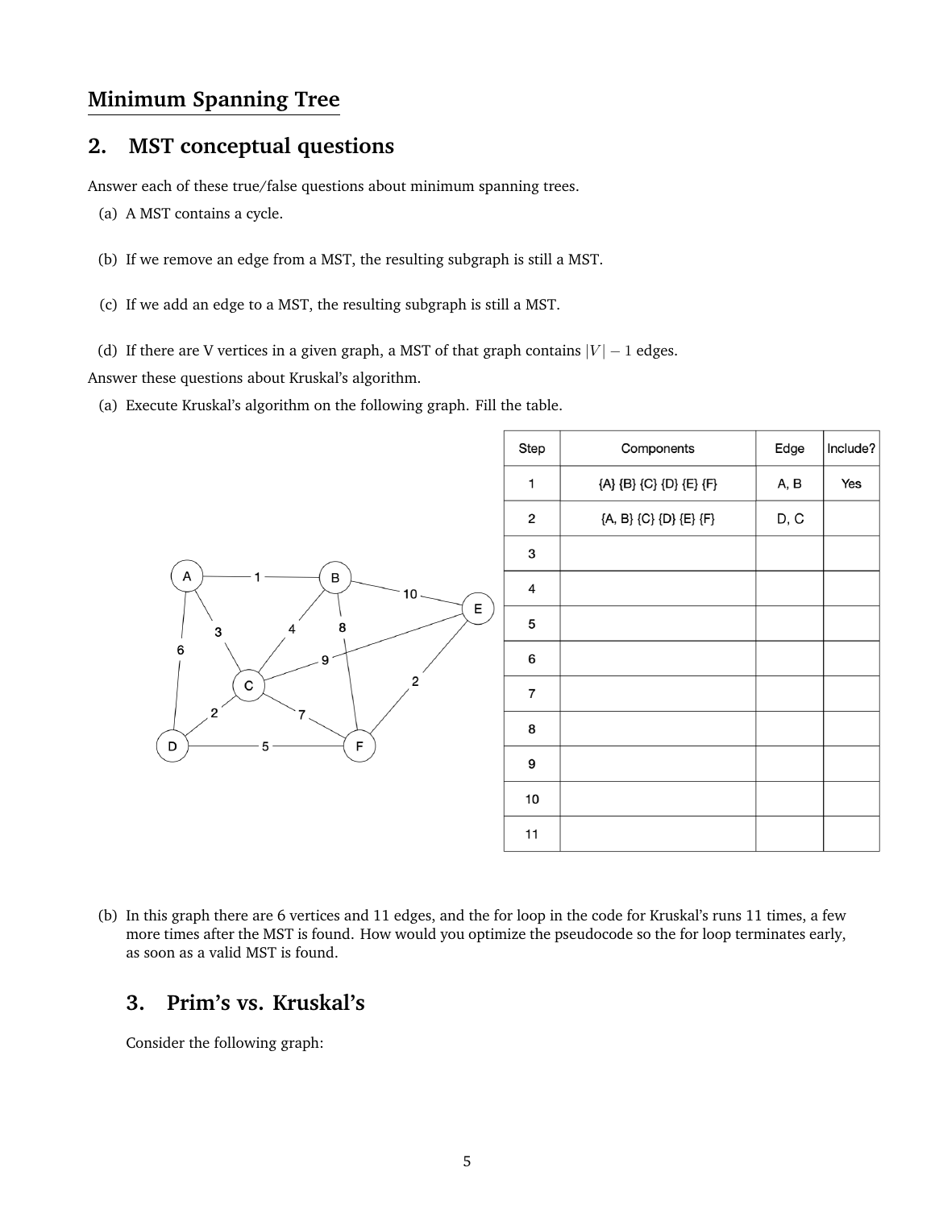## Minimum Spanning Tree

## 2. MST conceptual questions

Answer each of these true/false questions about minimum spanning trees.

(a) A MST contains a cycle.

(b) If we remove an edge from a MST, the resulting subgraph is still a MST.

(c) If we add an edge to a MST, the resulting subgraph is still a MST.

(d) If there are V vertices in a given graph, a MST of that graph contains $|V| - 1$ edges.

Answer these questions about Kruskal's algorithm.

(a) Execute Kruskal's algorithm on the following graph. Fill the table.

| Step | Components | Edge | Include? |
|---|---|---|---|
| 1 | {A} {B} {C} {D} {E} {F} | A, B | Yes |
| 2 | {A, B} {C} {D} {E} {F} | D, C | |
| 3 | | | |
| 4 | | | |
| 5 | | | |
| 6 | | | |
| 7 | | | |
| 8 | | | |
| 9 | | | |
| 10 | | | |
| 11 | | | |

(b) In this graph there are 6 vertices and 11 edges, and the for loop in the code for Kruskal's runs 11 times, a few more times after the MST is found. How would you optimize the pseudocode so the for loop terminates early, as soon as a valid MST is found.

## 3. Prim's vs. Kruskal's

Consider the following graph: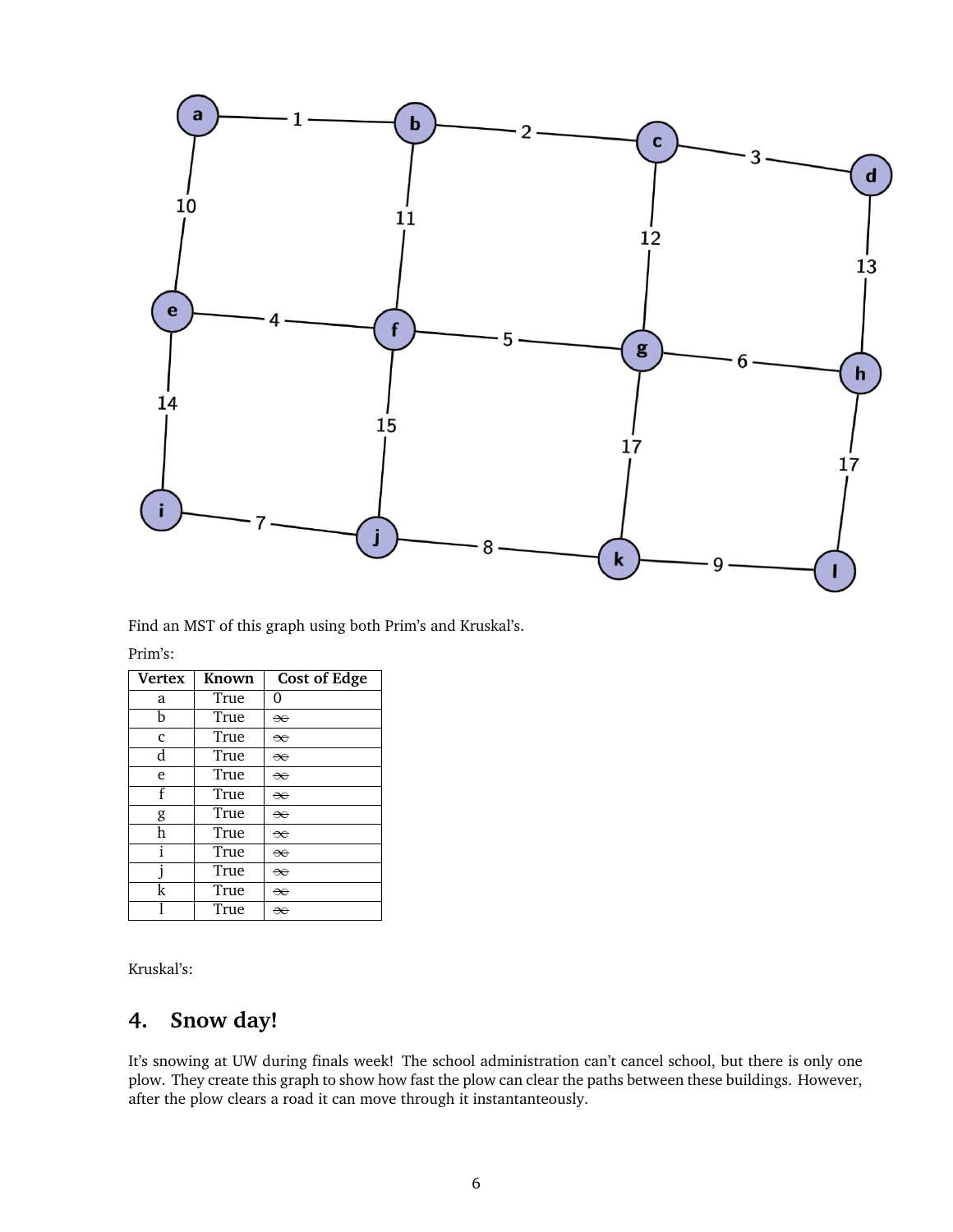Find an MST of this graph using both Prim's and Kruskal's.

Prim's:

| Vertex | Known | Cost of Edge |
|---|---|---|
| a | True | 0 |
| b | True | ~~∞~~ |
| c | True | ~~∞~~ |
| d | True | ~~∞~~ |
| e | True | ~~∞~~ |
| f | True | ~~∞~~ |
| g | True | ~~∞~~ |
| h | True | ~~∞~~ |
| i | True | ~~∞~~ |
| j | True | ~~∞~~ |
| k | True | ~~∞~~ |
| l | True | ~~∞~~ |

Kruskal's:

## 4. Snow day!

It's snowing at UW during finals week! The school administration can't cancel school, but there is only one plow. They create this graph to show how fast the plow can clear the paths between these buildings. However, after the plow clears a road it can move through it instantanteously.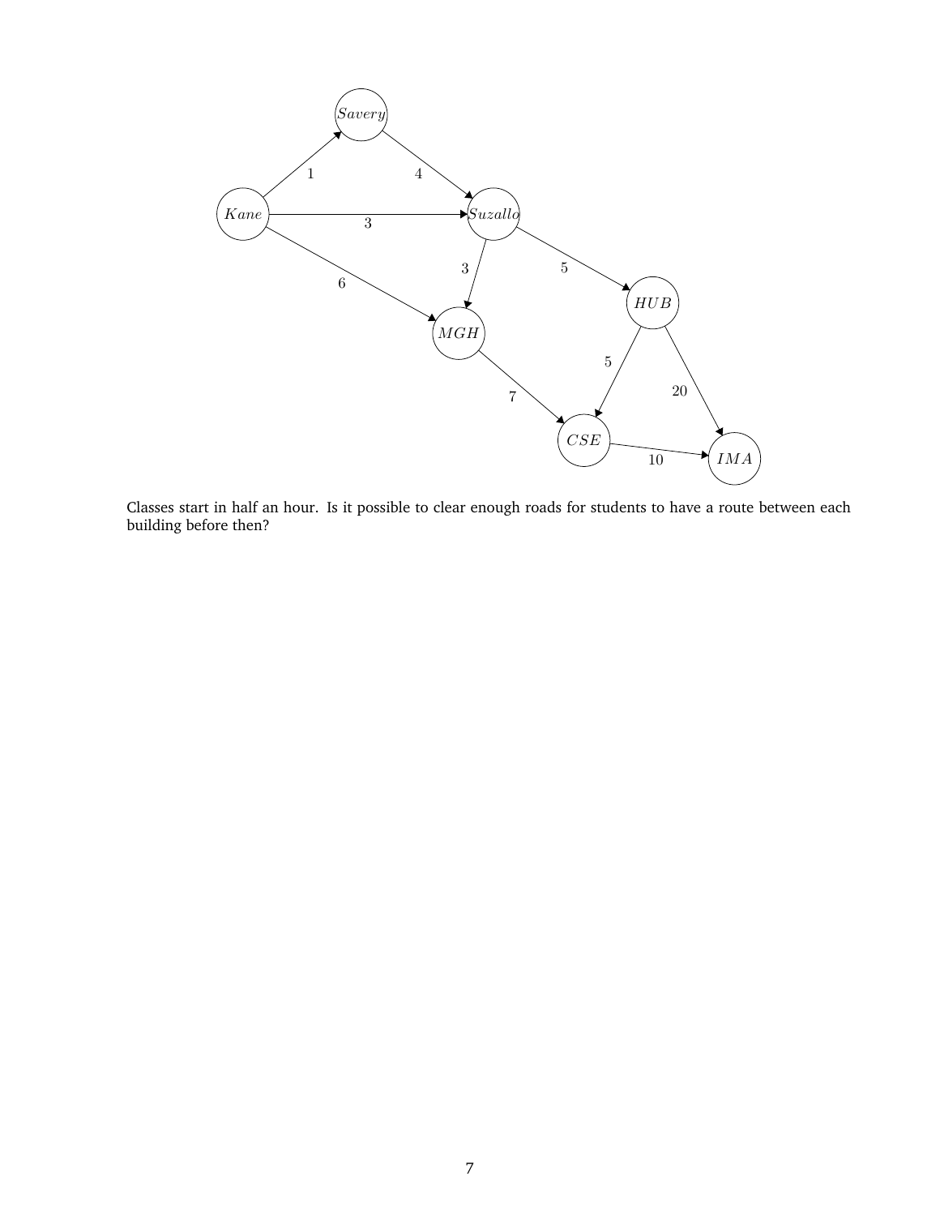Classes start in half an hour. Is it possible to clear enough roads for students to have a route between each building before then?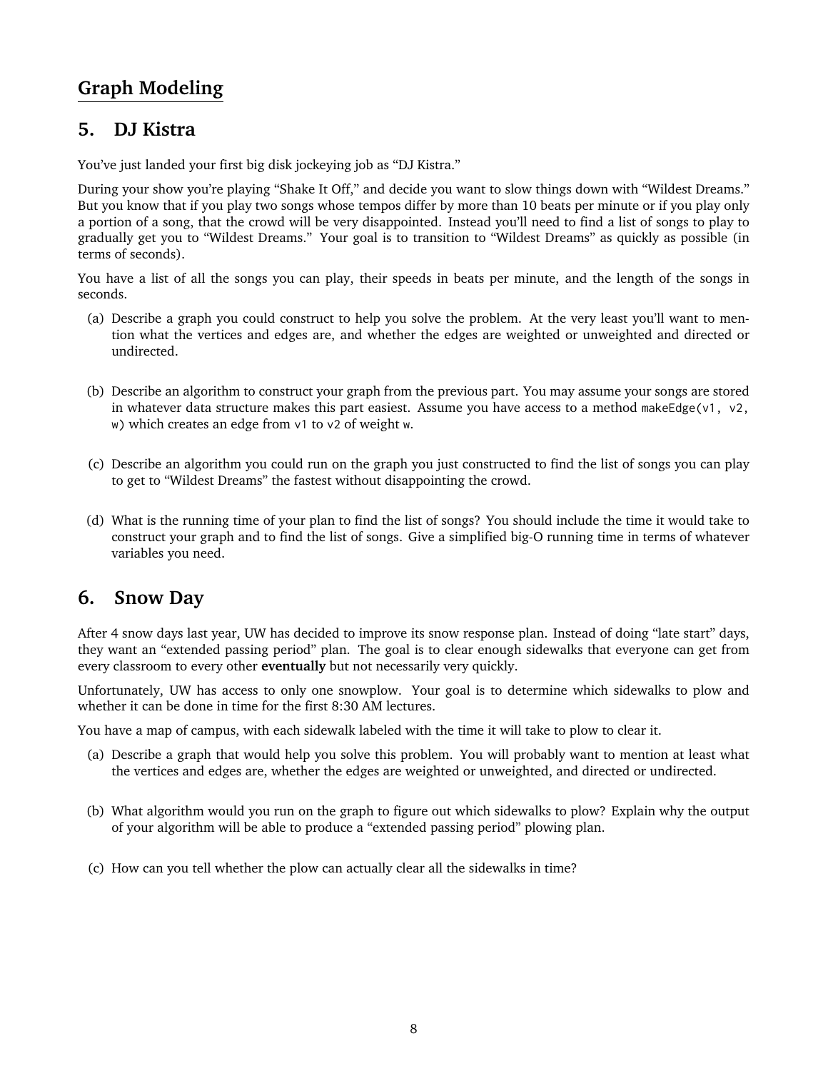## Graph Modeling

## 5. DJ Kistra

You've just landed your first big disk jockeying job as "DJ Kistra."

During your show you're playing "Shake It Off," and decide you want to slow things down with "Wildest Dreams." But you know that if you play two songs whose tempos differ by more than 10 beats per minute or if you play only a portion of a song, that the crowd will be very disappointed. Instead you'll need to find a list of songs to play to gradually get you to "Wildest Dreams." Your goal is to transition to "Wildest Dreams" as quickly as possible (in terms of seconds).

You have a list of all the songs you can play, their speeds in beats per minute, and the length of the songs in seconds.

(a) Describe a graph you could construct to help you solve the problem. At the very least you'll want to mention what the vertices and edges are, and whether the edges are weighted or unweighted and directed or undirected.

(b) Describe an algorithm to construct your graph from the previous part. You may assume your songs are stored in whatever data structure makes this part easiest. Assume you have access to a method `makeEdge(v1, v2, w)` which creates an edge from `v1` to `v2` of weight `w`.

(c) Describe an algorithm you could run on the graph you just constructed to find the list of songs you can play to get to "Wildest Dreams" the fastest without disappointing the crowd.

(d) What is the running time of your plan to find the list of songs? You should include the time it would take to construct your graph and to find the list of songs. Give a simplified big-O running time in terms of whatever variables you need.

## 6. Snow Day

After 4 snow days last year, UW has decided to improve its snow response plan. Instead of doing "late start" days, they want an "extended passing period" plan. The goal is to clear enough sidewalks that everyone can get from every classroom to every other **eventually** but not necessarily very quickly.

Unfortunately, UW has access to only one snowplow. Your goal is to determine which sidewalks to plow and whether it can be done in time for the first 8:30 AM lectures.

You have a map of campus, with each sidewalk labeled with the time it will take to plow to clear it.

(a) Describe a graph that would help you solve this problem. You will probably want to mention at least what the vertices and edges are, whether the edges are weighted or unweighted, and directed or undirected.

(b) What algorithm would you run on the graph to figure out which sidewalks to plow? Explain why the output of your algorithm will be able to produce a "extended passing period" plowing plan.

(c) How can you tell whether the plow can actually clear all the sidewalks in time?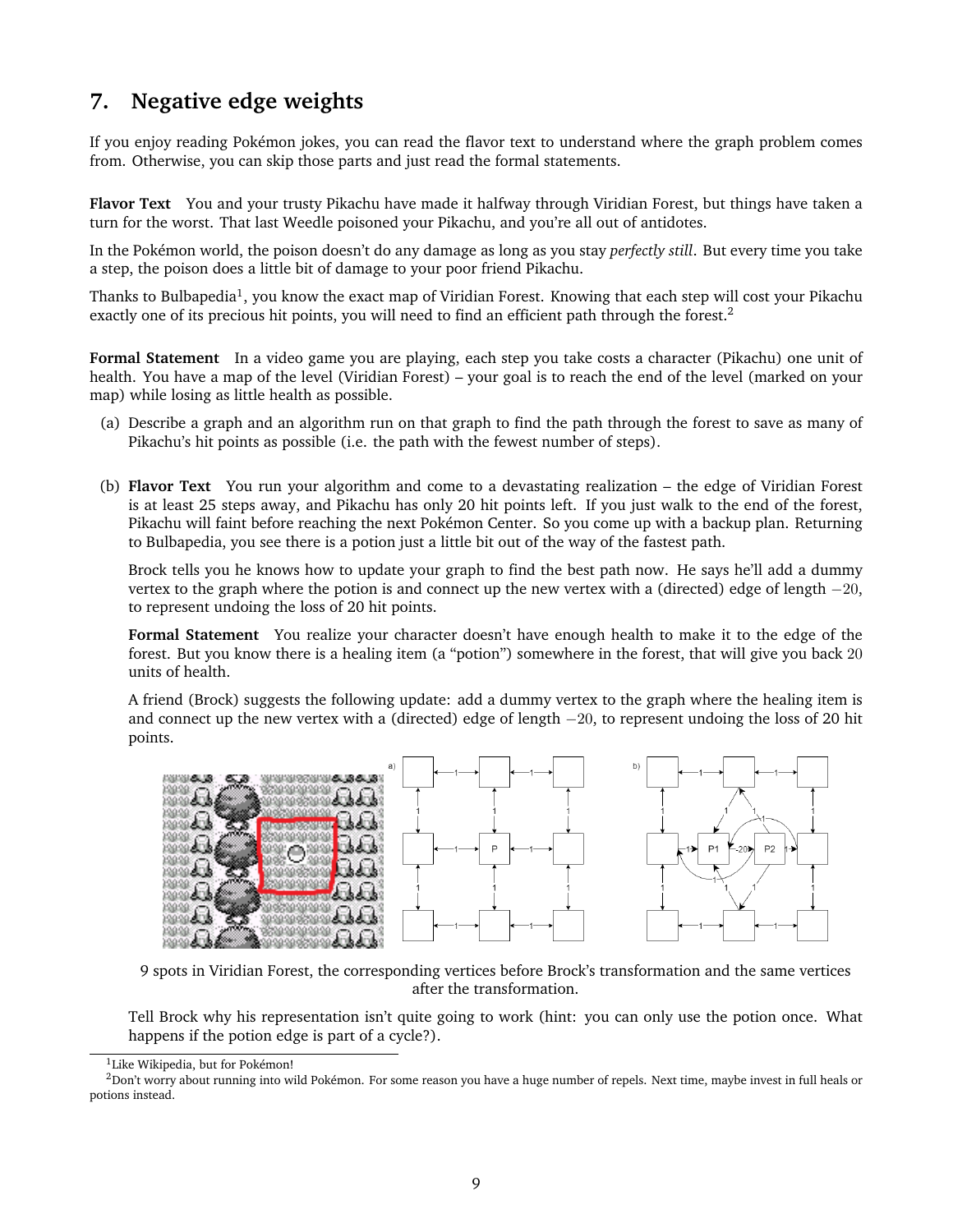## 7. Negative edge weights

If you enjoy reading Pokémon jokes, you can read the flavor text to understand where the graph problem comes from. Otherwise, you can skip those parts and just read the formal statements.

**Flavor Text** You and your trusty Pikachu have made it halfway through Viridian Forest, but things have taken a turn for the worst. That last Weedle poisoned your Pikachu, and you're all out of antidotes.

In the Pokémon world, the poison doesn't do any damage as long as you stay *perfectly still*. But every time you take a step, the poison does a little bit of damage to your poor friend Pikachu.

Thanks to Bulbapedia[1], you know the exact map of Viridian Forest. Knowing that each step will cost your Pikachu exactly one of its precious hit points, you will need to find an efficient path through the forest.[2]

**Formal Statement** In a video game you are playing, each step you take costs a character (Pikachu) one unit of health. You have a map of the level (Viridian Forest) – your goal is to reach the end of the level (marked on your map) while losing as little health as possible.

(a) Describe a graph and an algorithm run on that graph to find the path through the forest to save as many of Pikachu's hit points as possible (i.e. the path with the fewest number of steps).

(b) **Flavor Text** You run your algorithm and come to a devastating realization – the edge of Viridian Forest is at least 25 steps away, and Pikachu has only 20 hit points left. If you just walk to the end of the forest, Pikachu will faint before reaching the next Pokémon Center. So you come up with a backup plan. Returning to Bulbapedia, you see there is a potion just a little bit out of the way of the fastest path.

Brock tells you he knows how to update your graph to find the best path now. He says he'll add a dummy vertex to the graph where the potion is and connect up the new vertex with a (directed) edge of length $-20$, to represent undoing the loss of 20 hit points.

**Formal Statement** You realize your character doesn't have enough health to make it to the edge of the forest. But you know there is a healing item (a "potion") somewhere in the forest, that will give you back $20$ units of health.

A friend (Brock) suggests the following update: add a dummy vertex to the graph where the healing item is and connect up the new vertex with a (directed) edge of length $-20$, to represent undoing the loss of 20 hit points.

9 spots in Viridian Forest, the corresponding vertices before Brock's transformation and the same vertices after the transformation.

Tell Brock why his representation isn't quite going to work (hint: you can only use the potion once. What happens if the potion edge is part of a cycle?).

[1] Like Wikipedia, but for Pokémon!

[2] Don't worry about running into wild Pokémon. For some reason you have a huge number of repels. Next time, maybe invest in full heals or potions instead.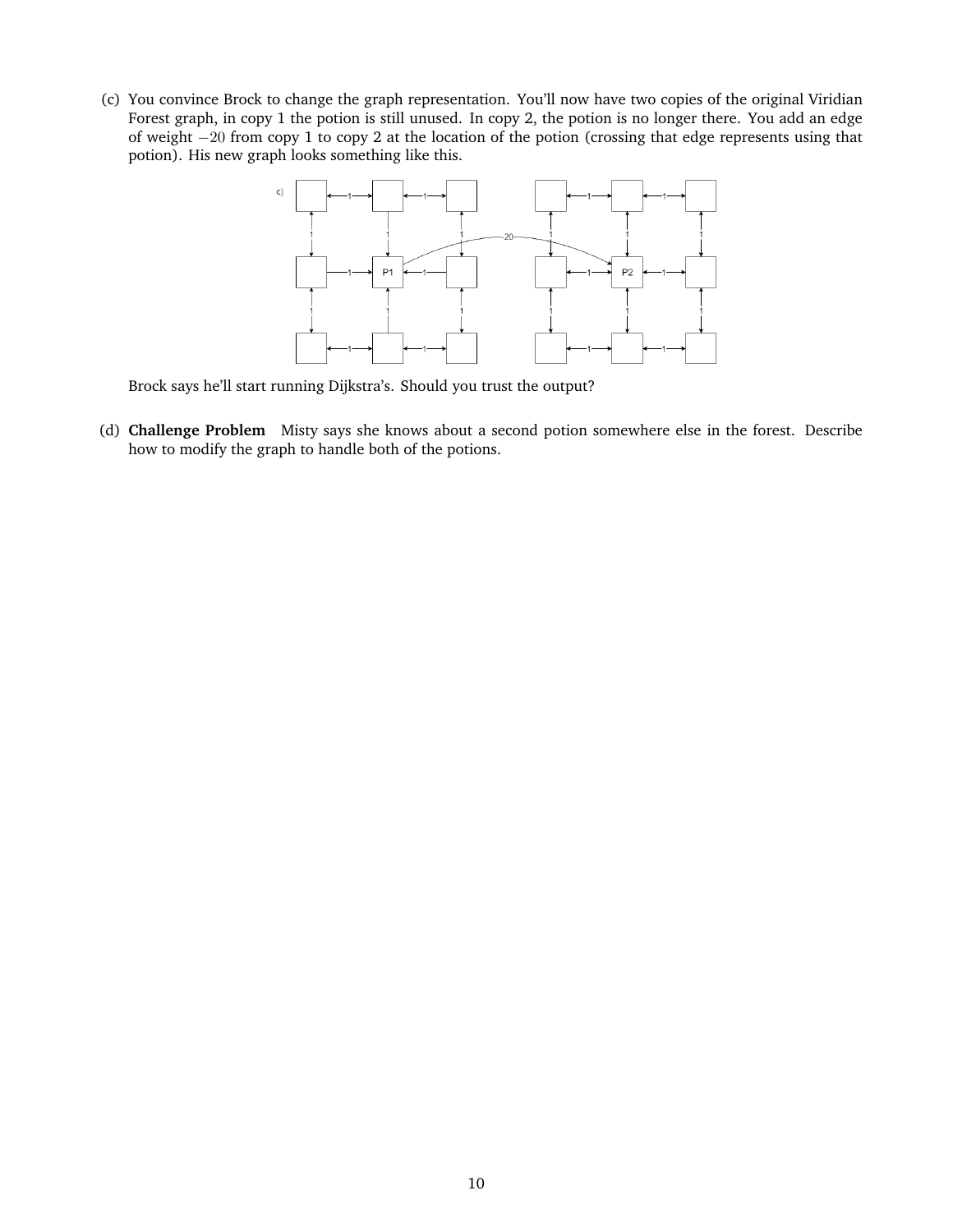(c) You convince Brock to change the graph representation. You'll now have two copies of the original Viridian Forest graph, in copy 1 the potion is still unused. In copy 2, the potion is no longer there. You add an edge of weight $-20$ from copy 1 to copy 2 at the location of the potion (crossing that edge represents using that potion). His new graph looks something like this.

c)

1 1 1 1

1 1 1 1 1 1

-20

1 P1 1 1 P2 1

1 1 1 1 1 1

1 1 1 1

Brock says he'll start running Dijkstra's. Should you trust the output?

(d) **Challenge Problem** Misty says she knows about a second potion somewhere else in the forest. Describe how to modify the graph to handle both of the potions.